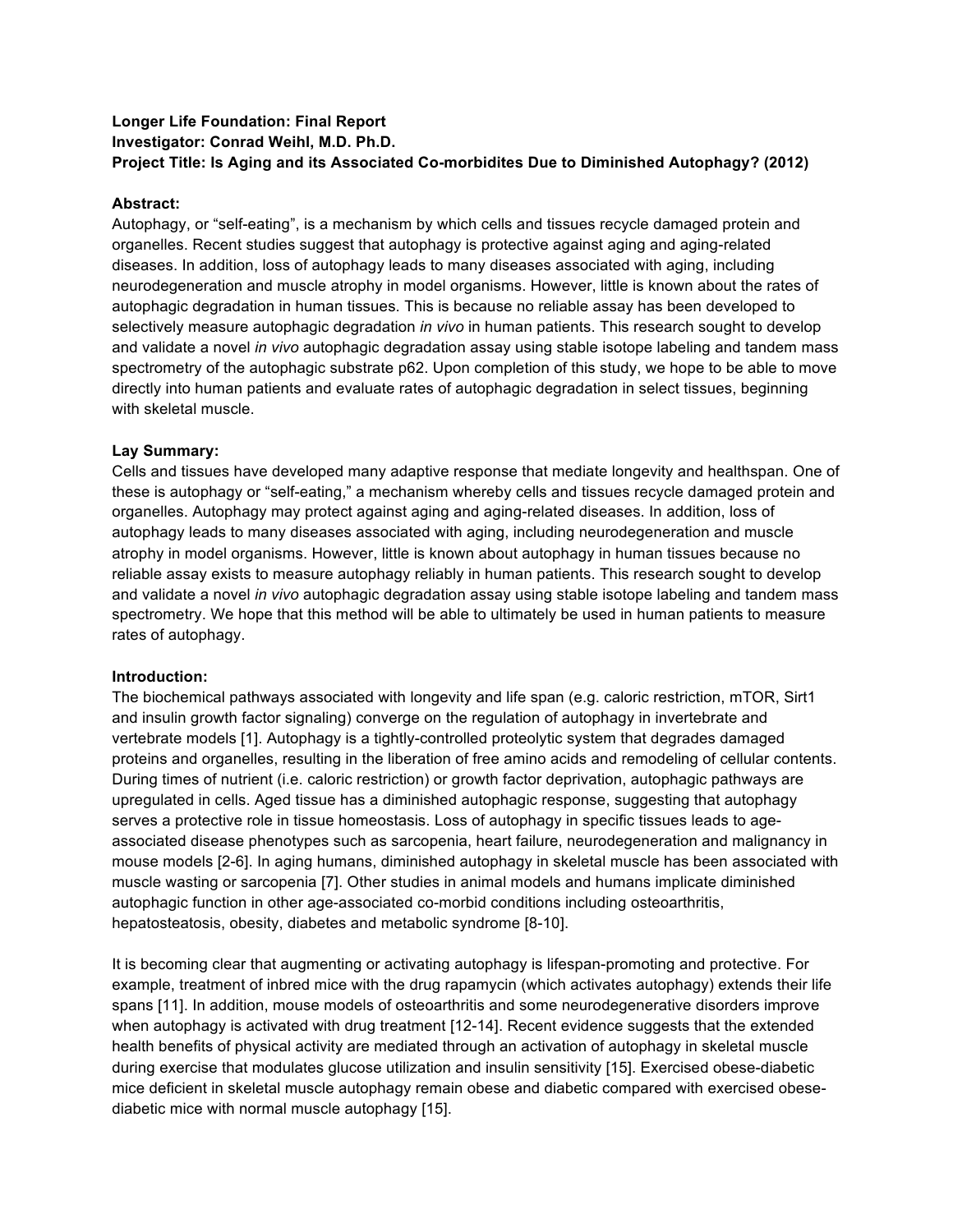**Longer Life Foundation: Final Report**
**Investigator: Conrad Weihl, M.D. Ph.D.**
**Project Title: Is Aging and its Associated Co-morbidites Due to Diminished Autophagy? (2012)**

**Abstract:**

Autophagy, or "self-eating", is a mechanism by which cells and tissues recycle damaged protein and organelles. Recent studies suggest that autophagy is protective against aging and aging-related diseases. In addition, loss of autophagy leads to many diseases associated with aging, including neurodegeneration and muscle atrophy in model organisms. However, little is known about the rates of autophagic degradation in human tissues. This is because no reliable assay has been developed to selectively measure autophagic degradation *in vivo* in human patients. This research sought to develop and validate a novel *in vivo* autophagic degradation assay using stable isotope labeling and tandem mass spectrometry of the autophagic substrate p62. Upon completion of this study, we hope to be able to move directly into human patients and evaluate rates of autophagic degradation in select tissues, beginning with skeletal muscle.

**Lay Summary:**

Cells and tissues have developed many adaptive response that mediate longevity and healthspan. One of these is autophagy or "self-eating," a mechanism whereby cells and tissues recycle damaged protein and organelles. Autophagy may protect against aging and aging-related diseases. In addition, loss of autophagy leads to many diseases associated with aging, including neurodegeneration and muscle atrophy in model organisms. However, little is known about autophagy in human tissues because no reliable assay exists to measure autophagy reliably in human patients. This research sought to develop and validate a novel *in vivo* autophagic degradation assay using stable isotope labeling and tandem mass spectrometry. We hope that this method will be able to ultimately be used in human patients to measure rates of autophagy.

**Introduction:**

The biochemical pathways associated with longevity and life span (e.g. caloric restriction, mTOR, Sirt1 and insulin growth factor signaling) converge on the regulation of autophagy in invertebrate and vertebrate models [1]. Autophagy is a tightly-controlled proteolytic system that degrades damaged proteins and organelles, resulting in the liberation of free amino acids and remodeling of cellular contents. During times of nutrient (i.e. caloric restriction) or growth factor deprivation, autophagic pathways are upregulated in cells. Aged tissue has a diminished autophagic response, suggesting that autophagy serves a protective role in tissue homeostasis. Loss of autophagy in specific tissues leads to age-associated disease phenotypes such as sarcopenia, heart failure, neurodegeneration and malignancy in mouse models [2-6]. In aging humans, diminished autophagy in skeletal muscle has been associated with muscle wasting or sarcopenia [7]. Other studies in animal models and humans implicate diminished autophagic function in other age-associated co-morbid conditions including osteoarthritis, hepatosteatosis, obesity, diabetes and metabolic syndrome [8-10].

It is becoming clear that augmenting or activating autophagy is lifespan-promoting and protective. For example, treatment of inbred mice with the drug rapamycin (which activates autophagy) extends their life spans [11]. In addition, mouse models of osteoarthritis and some neurodegenerative disorders improve when autophagy is activated with drug treatment [12-14]. Recent evidence suggests that the extended health benefits of physical activity are mediated through an activation of autophagy in skeletal muscle during exercise that modulates glucose utilization and insulin sensitivity [15]. Exercised obese-diabetic mice deficient in skeletal muscle autophagy remain obese and diabetic compared with exercised obese-diabetic mice with normal muscle autophagy [15].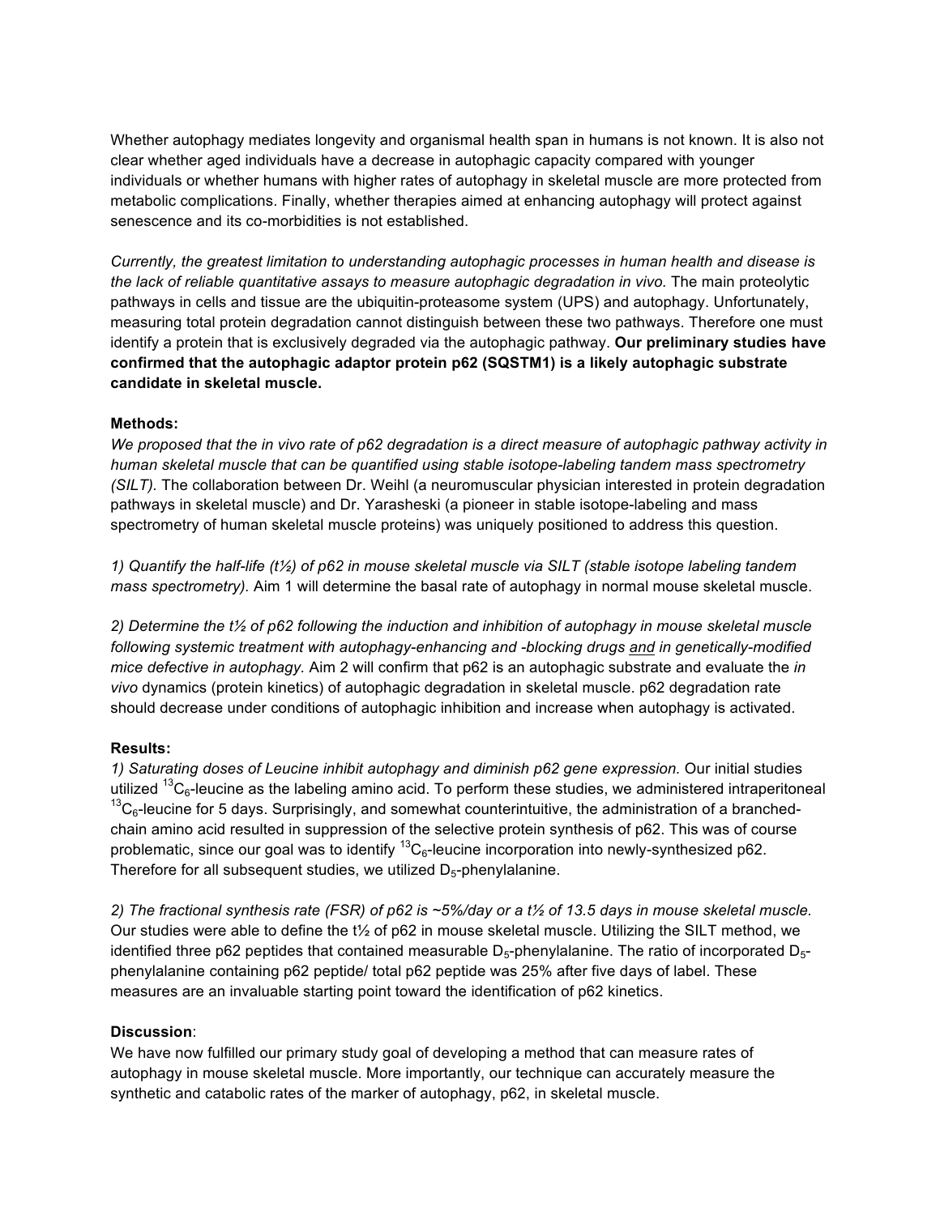Whether autophagy mediates longevity and organismal health span in humans is not known. It is also not clear whether aged individuals have a decrease in autophagic capacity compared with younger individuals or whether humans with higher rates of autophagy in skeletal muscle are more protected from metabolic complications. Finally, whether therapies aimed at enhancing autophagy will protect against senescence and its co-morbidities is not established.

*Currently, the greatest limitation to understanding autophagic processes in human health and disease is the lack of reliable quantitative assays to measure autophagic degradation in vivo.* The main proteolytic pathways in cells and tissue are the ubiquitin-proteasome system (UPS) and autophagy. Unfortunately, measuring total protein degradation cannot distinguish between these two pathways. Therefore one must identify a protein that is exclusively degraded via the autophagic pathway. **Our preliminary studies have confirmed that the autophagic adaptor protein p62 (SQSTM1) is a likely autophagic substrate candidate in skeletal muscle.**

**Methods:**

*We proposed that the in vivo rate of p62 degradation is a direct measure of autophagic pathway activity in human skeletal muscle that can be quantified using stable isotope-labeling tandem mass spectrometry (SILT).* The collaboration between Dr. Weihl (a neuromuscular physician interested in protein degradation pathways in skeletal muscle) and Dr. Yarasheski (a pioneer in stable isotope-labeling and mass spectrometry of human skeletal muscle proteins) was uniquely positioned to address this question.

*1) Quantify the half-life (t½) of p62 in mouse skeletal muscle via SILT (stable isotope labeling tandem mass spectrometry).* Aim 1 will determine the basal rate of autophagy in normal mouse skeletal muscle.

*2) Determine the t½ of p62 following the induction and inhibition of autophagy in mouse skeletal muscle following systemic treatment with autophagy-enhancing and -blocking drugs and in genetically-modified mice defective in autophagy.* Aim 2 will confirm that p62 is an autophagic substrate and evaluate the *in vivo* dynamics (protein kinetics) of autophagic degradation in skeletal muscle. p62 degradation rate should decrease under conditions of autophagic inhibition and increase when autophagy is activated.

**Results:**

*1) Saturating doses of Leucine inhibit autophagy and diminish p62 gene expression.* Our initial studies utilized $^{13}C_6$-leucine as the labeling amino acid. To perform these studies, we administered intraperitoneal $^{13}C_6$-leucine for 5 days. Surprisingly, and somewhat counterintuitive, the administration of a branched-chain amino acid resulted in suppression of the selective protein synthesis of p62. This was of course problematic, since our goal was to identify $^{13}C_6$-leucine incorporation into newly-synthesized p62. Therefore for all subsequent studies, we utilized $D_5$-phenylalanine.

*2) The fractional synthesis rate (FSR) of p62 is ~5%/day or a t½ of 13.5 days in mouse skeletal muscle.* Our studies were able to define the t½ of p62 in mouse skeletal muscle. Utilizing the SILT method, we identified three p62 peptides that contained measurable $D_5$-phenylalanine. The ratio of incorporated $D_5$-phenylalanine containing p62 peptide/ total p62 peptide was 25% after five days of label. These measures are an invaluable starting point toward the identification of p62 kinetics.

**Discussion**:

We have now fulfilled our primary study goal of developing a method that can measure rates of autophagy in mouse skeletal muscle. More importantly, our technique can accurately measure the synthetic and catabolic rates of the marker of autophagy, p62, in skeletal muscle.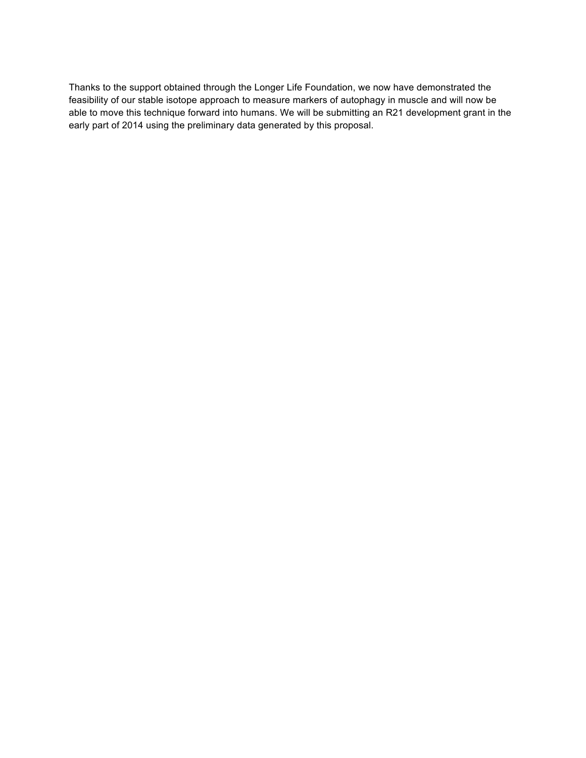Thanks to the support obtained through the Longer Life Foundation, we now have demonstrated the feasibility of our stable isotope approach to measure markers of autophagy in muscle and will now be able to move this technique forward into humans. We will be submitting an R21 development grant in the early part of 2014 using the preliminary data generated by this proposal.